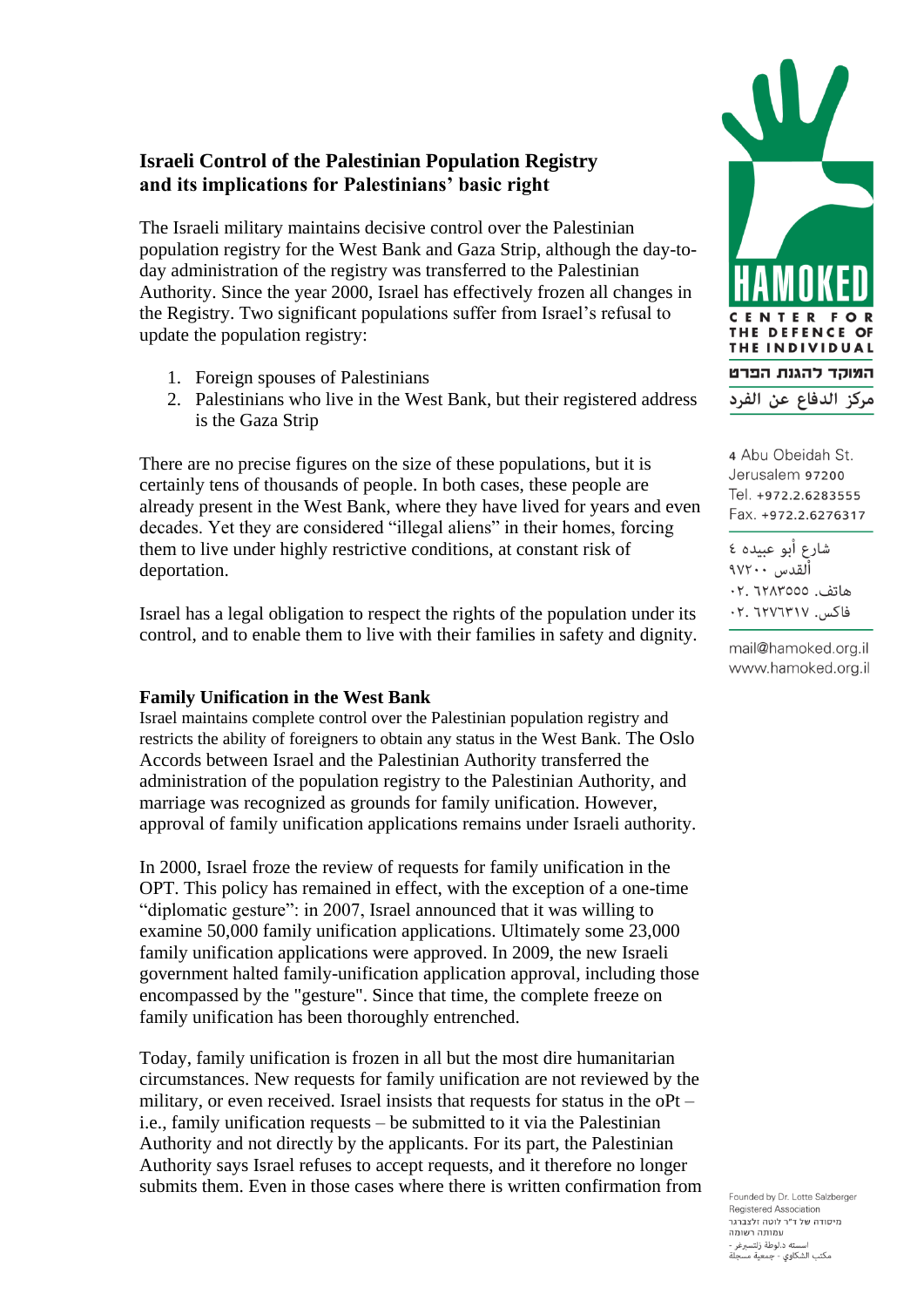**Israeli Control of the Palestinian Population Registry and its implications for Palestinians' basic right**

The Israeli military maintains decisive control over the Palestinian population registry for the West Bank and Gaza Strip, although the day-to-day administration of the registry was transferred to the Palestinian Authority. Since the year 2000, Israel has effectively frozen all changes in the Registry. Two significant populations suffer from Israel's refusal to update the population registry:

1. Foreign spouses of Palestinians
2. Palestinians who live in the West Bank, but their registered address is the Gaza Strip

There are no precise figures on the size of these populations, but it is certainly tens of thousands of people. In both cases, these people are already present in the West Bank, where they have lived for years and even decades. Yet they are considered "illegal aliens" in their homes, forcing them to live under highly restrictive conditions, at constant risk of deportation.

Israel has a legal obligation to respect the rights of the population under its control, and to enable them to live with their families in safety and dignity.

**Family Unification in the West Bank**

Israel maintains complete control over the Palestinian population registry and restricts the ability of foreigners to obtain any status in the West Bank. The Oslo Accords between Israel and the Palestinian Authority transferred the administration of the population registry to the Palestinian Authority, and marriage was recognized as grounds for family unification. However, approval of family unification applications remains under Israeli authority.

In 2000, Israel froze the review of requests for family unification in the OPT. This policy has remained in effect, with the exception of a one-time "diplomatic gesture": in 2007, Israel announced that it was willing to examine 50,000 family unification applications. Ultimately some 23,000 family unification applications were approved. In 2009, the new Israeli government halted family-unification application approval, including those encompassed by the "gesture". Since that time, the complete freeze on family unification has been thoroughly entrenched.

Today, family unification is frozen in all but the most dire humanitarian circumstances. New requests for family unification are not reviewed by the military, or even received. Israel insists that requests for status in the oPt – i.e., family unification requests – be submitted to it via the Palestinian Authority and not directly by the applicants. For its part, the Palestinian Authority says Israel refuses to accept requests, and it therefore no longer submits them. Even in those cases where there is written confirmation from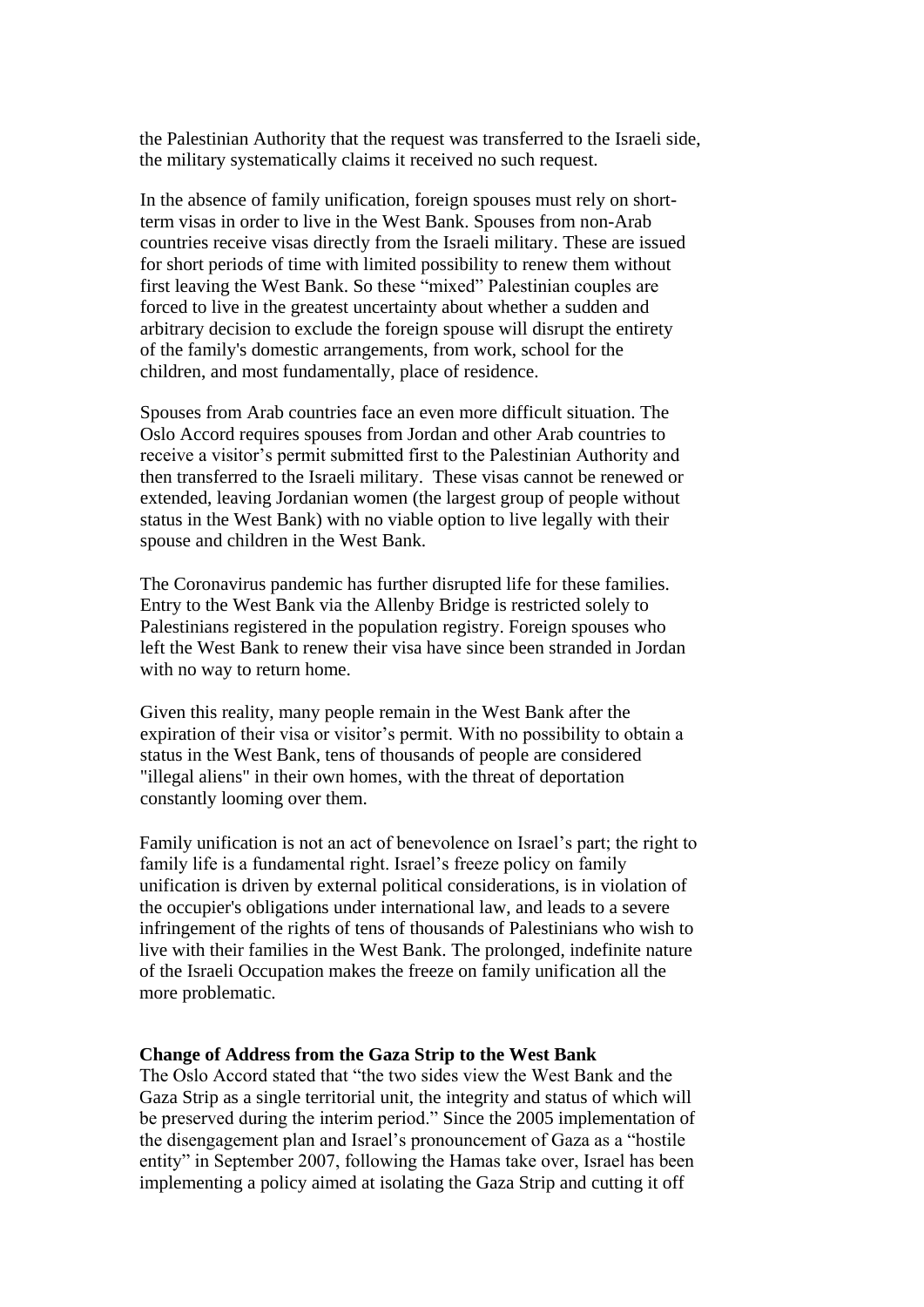the Palestinian Authority that the request was transferred to the Israeli side, the military systematically claims it received no such request.

In the absence of family unification, foreign spouses must rely on short-term visas in order to live in the West Bank. Spouses from non-Arab countries receive visas directly from the Israeli military. These are issued for short periods of time with limited possibility to renew them without first leaving the West Bank. So these "mixed" Palestinian couples are forced to live in the greatest uncertainty about whether a sudden and arbitrary decision to exclude the foreign spouse will disrupt the entirety of the family's domestic arrangements, from work, school for the children, and most fundamentally, place of residence.

Spouses from Arab countries face an even more difficult situation. The Oslo Accord requires spouses from Jordan and other Arab countries to receive a visitor's permit submitted first to the Palestinian Authority and then transferred to the Israeli military. These visas cannot be renewed or extended, leaving Jordanian women (the largest group of people without status in the West Bank) with no viable option to live legally with their spouse and children in the West Bank.

The Coronavirus pandemic has further disrupted life for these families. Entry to the West Bank via the Allenby Bridge is restricted solely to Palestinians registered in the population registry. Foreign spouses who left the West Bank to renew their visa have since been stranded in Jordan with no way to return home.

Given this reality, many people remain in the West Bank after the expiration of their visa or visitor's permit. With no possibility to obtain a status in the West Bank, tens of thousands of people are considered "illegal aliens" in their own homes, with the threat of deportation constantly looming over them.

Family unification is not an act of benevolence on Israel's part; the right to family life is a fundamental right. Israel's freeze policy on family unification is driven by external political considerations, is in violation of the occupier's obligations under international law, and leads to a severe infringement of the rights of tens of thousands of Palestinians who wish to live with their families in the West Bank. The prolonged, indefinite nature of the Israeli Occupation makes the freeze on family unification all the more problematic.

**Change of Address from the Gaza Strip to the West Bank**

The Oslo Accord stated that "the two sides view the West Bank and the Gaza Strip as a single territorial unit, the integrity and status of which will be preserved during the interim period." Since the 2005 implementation of the disengagement plan and Israel's pronouncement of Gaza as a "hostile entity" in September 2007, following the Hamas take over, Israel has been implementing a policy aimed at isolating the Gaza Strip and cutting it off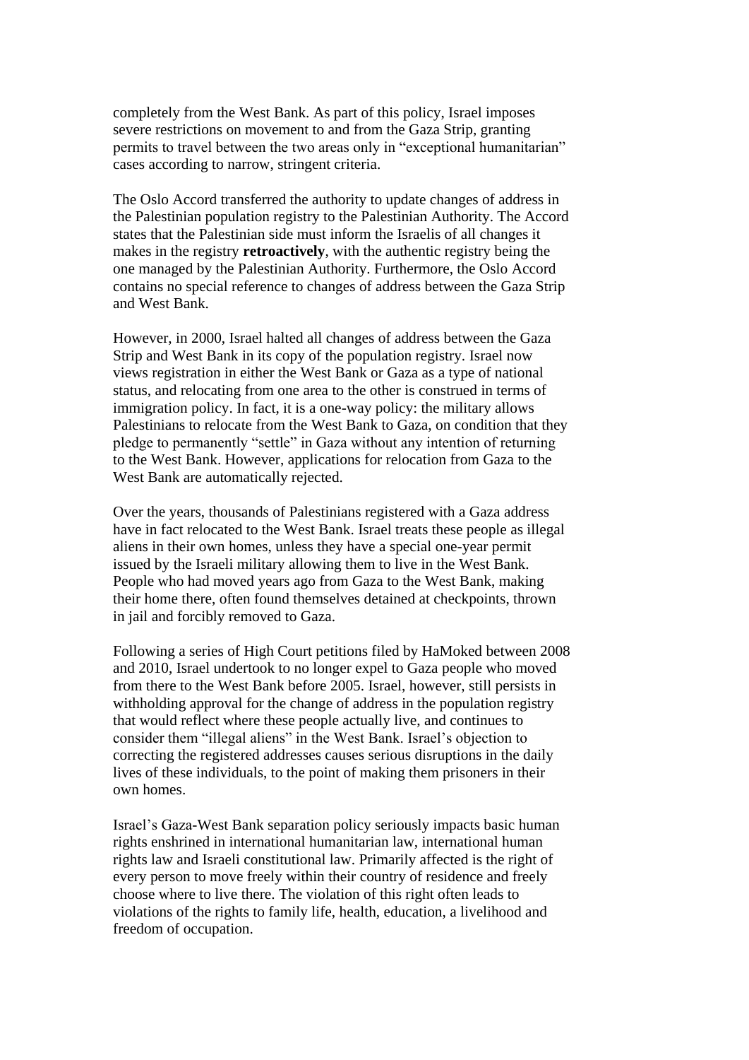completely from the West Bank. As part of this policy, Israel imposes severe restrictions on movement to and from the Gaza Strip, granting permits to travel between the two areas only in "exceptional humanitarian" cases according to narrow, stringent criteria.

The Oslo Accord transferred the authority to update changes of address in the Palestinian population registry to the Palestinian Authority. The Accord states that the Palestinian side must inform the Israelis of all changes it makes in the registry **retroactively**, with the authentic registry being the one managed by the Palestinian Authority. Furthermore, the Oslo Accord contains no special reference to changes of address between the Gaza Strip and West Bank.

However, in 2000, Israel halted all changes of address between the Gaza Strip and West Bank in its copy of the population registry. Israel now views registration in either the West Bank or Gaza as a type of national status, and relocating from one area to the other is construed in terms of immigration policy. In fact, it is a one-way policy: the military allows Palestinians to relocate from the West Bank to Gaza, on condition that they pledge to permanently "settle" in Gaza without any intention of returning to the West Bank. However, applications for relocation from Gaza to the West Bank are automatically rejected.

Over the years, thousands of Palestinians registered with a Gaza address have in fact relocated to the West Bank. Israel treats these people as illegal aliens in their own homes, unless they have a special one-year permit issued by the Israeli military allowing them to live in the West Bank. People who had moved years ago from Gaza to the West Bank, making their home there, often found themselves detained at checkpoints, thrown in jail and forcibly removed to Gaza.

Following a series of High Court petitions filed by HaMoked between 2008 and 2010, Israel undertook to no longer expel to Gaza people who moved from there to the West Bank before 2005. Israel, however, still persists in withholding approval for the change of address in the population registry that would reflect where these people actually live, and continues to consider them "illegal aliens" in the West Bank. Israel's objection to correcting the registered addresses causes serious disruptions in the daily lives of these individuals, to the point of making them prisoners in their own homes.

Israel's Gaza-West Bank separation policy seriously impacts basic human rights enshrined in international humanitarian law, international human rights law and Israeli constitutional law. Primarily affected is the right of every person to move freely within their country of residence and freely choose where to live there. The violation of this right often leads to violations of the rights to family life, health, education, a livelihood and freedom of occupation.